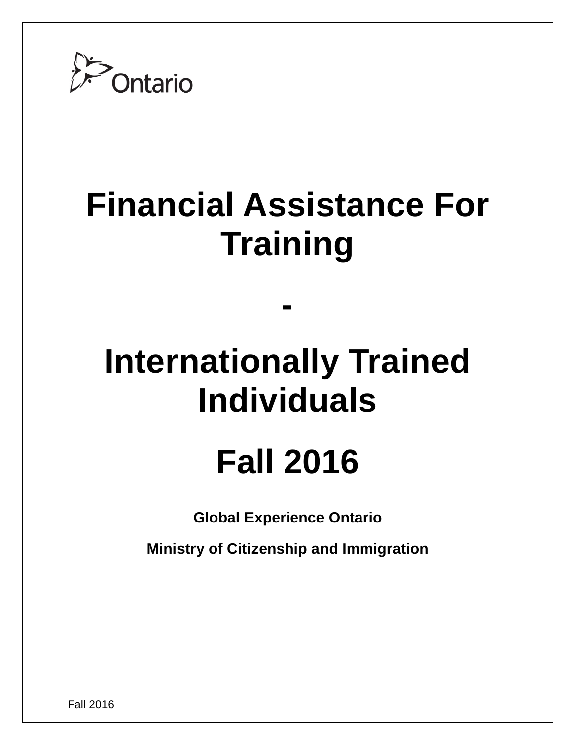Ontario

# Financial Assistance For Training

# -

# Internationally Trained Individuals

# Fall 2016

**Global Experience Ontario**

**Ministry of Citizenship and Immigration**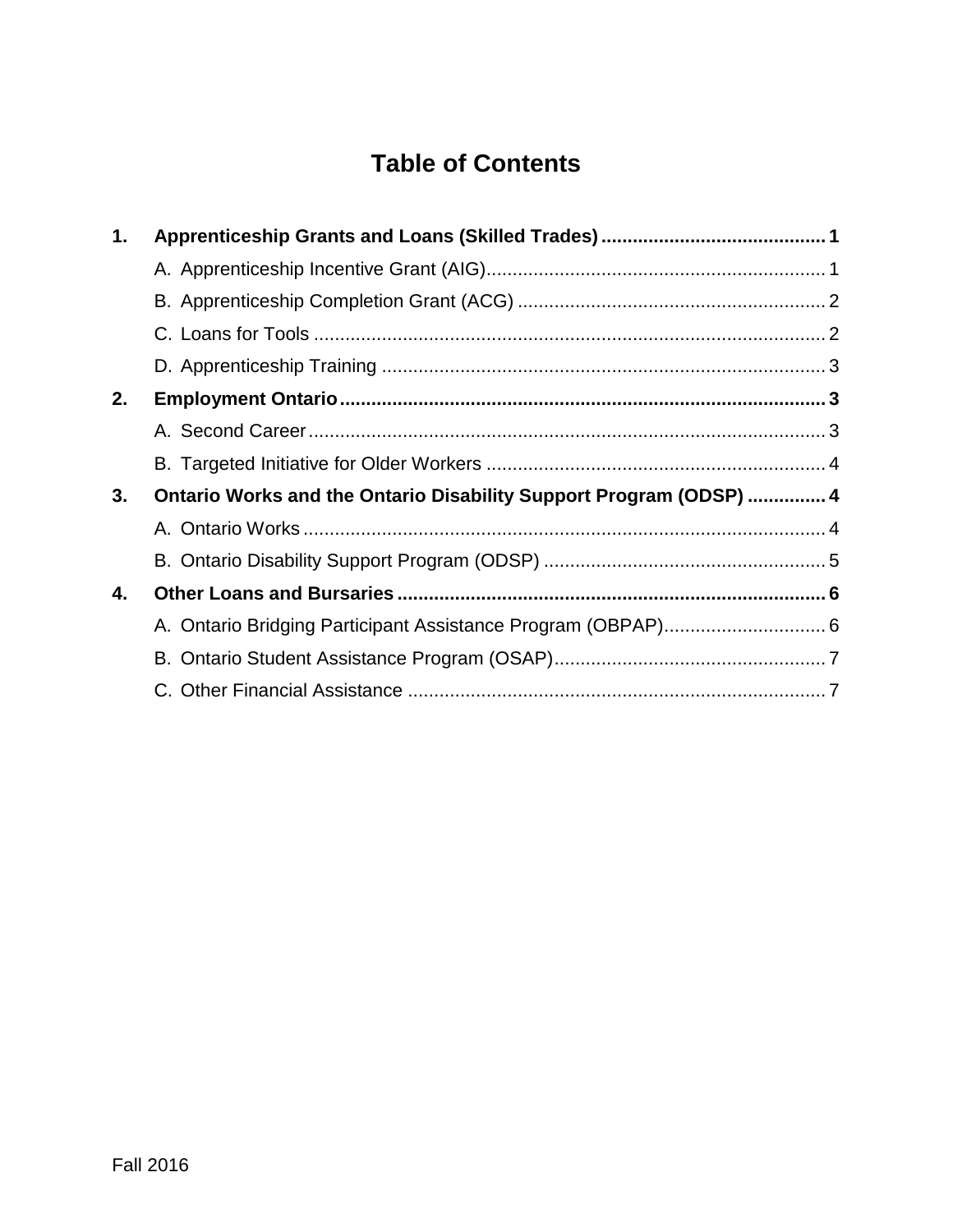# Table of Contents

**1. Apprenticeship Grants and Loans (Skilled Trades) .......... 1**

- A. Apprenticeship Incentive Grant (AIG) .......... 1
- B. Apprenticeship Completion Grant (ACG) .......... 2
- C. Loans for Tools .......... 2
- D. Apprenticeship Training .......... 3

**2. Employment Ontario .......... 3**

- A. Second Career .......... 3
- B. Targeted Initiative for Older Workers .......... 4

**3. Ontario Works and the Ontario Disability Support Program (ODSP) .......... 4**

- A. Ontario Works .......... 4
- B. Ontario Disability Support Program (ODSP) .......... 5

**4. Other Loans and Bursaries .......... 6**

- A. Ontario Bridging Participant Assistance Program (OBPAP) .......... 6
- B. Ontario Student Assistance Program (OSAP) .......... 7
- C. Other Financial Assistance .......... 7

Fall 2016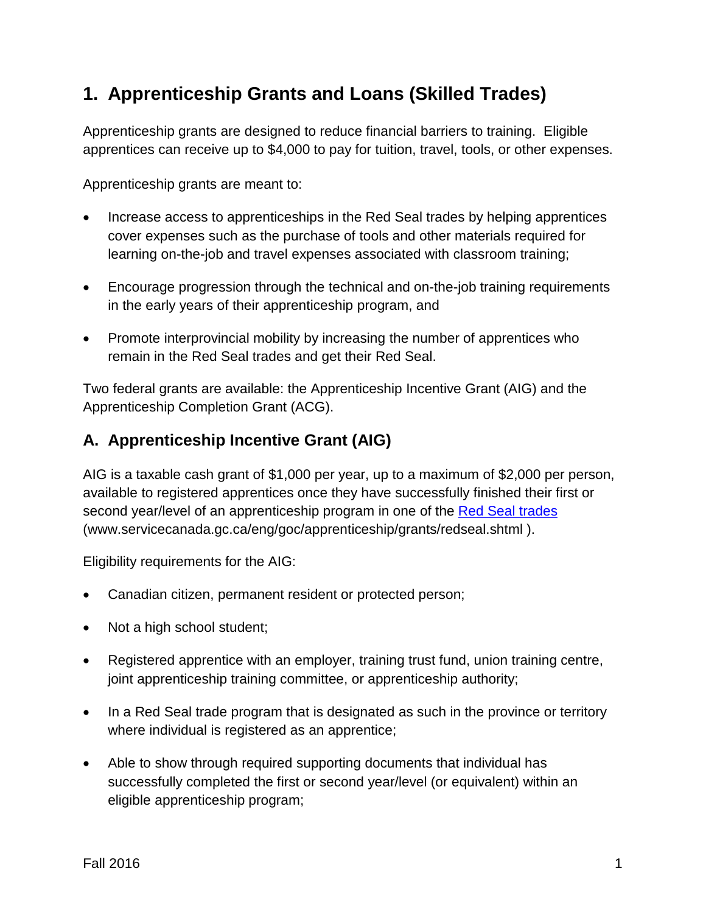# 1. Apprenticeship Grants and Loans (Skilled Trades)

Apprenticeship grants are designed to reduce financial barriers to training. Eligible apprentices can receive up to $4,000 to pay for tuition, travel, tools, or other expenses.

Apprenticeship grants are meant to:

- Increase access to apprenticeships in the Red Seal trades by helping apprentices cover expenses such as the purchase of tools and other materials required for learning on-the-job and travel expenses associated with classroom training;
- Encourage progression through the technical and on-the-job training requirements in the early years of their apprenticeship program, and
- Promote interprovincial mobility by increasing the number of apprentices who remain in the Red Seal trades and get their Red Seal.

Two federal grants are available: the Apprenticeship Incentive Grant (AIG) and the Apprenticeship Completion Grant (ACG).

## A. Apprenticeship Incentive Grant (AIG)

AIG is a taxable cash grant of $1,000 per year, up to a maximum of $2,000 per person, available to registered apprentices once they have successfully finished their first or second year/level of an apprenticeship program in one of the [Red Seal trades](www.servicecanada.gc.ca/eng/goc/apprenticeship/grants/redseal.shtml) (www.servicecanada.gc.ca/eng/goc/apprenticeship/grants/redseal.shtml ).

Eligibility requirements for the AIG:

- Canadian citizen, permanent resident or protected person;
- Not a high school student;
- Registered apprentice with an employer, training trust fund, union training centre, joint apprenticeship training committee, or apprenticeship authority;
- In a Red Seal trade program that is designated as such in the province or territory where individual is registered as an apprentice;
- Able to show through required supporting documents that individual has successfully completed the first or second year/level (or equivalent) within an eligible apprenticeship program;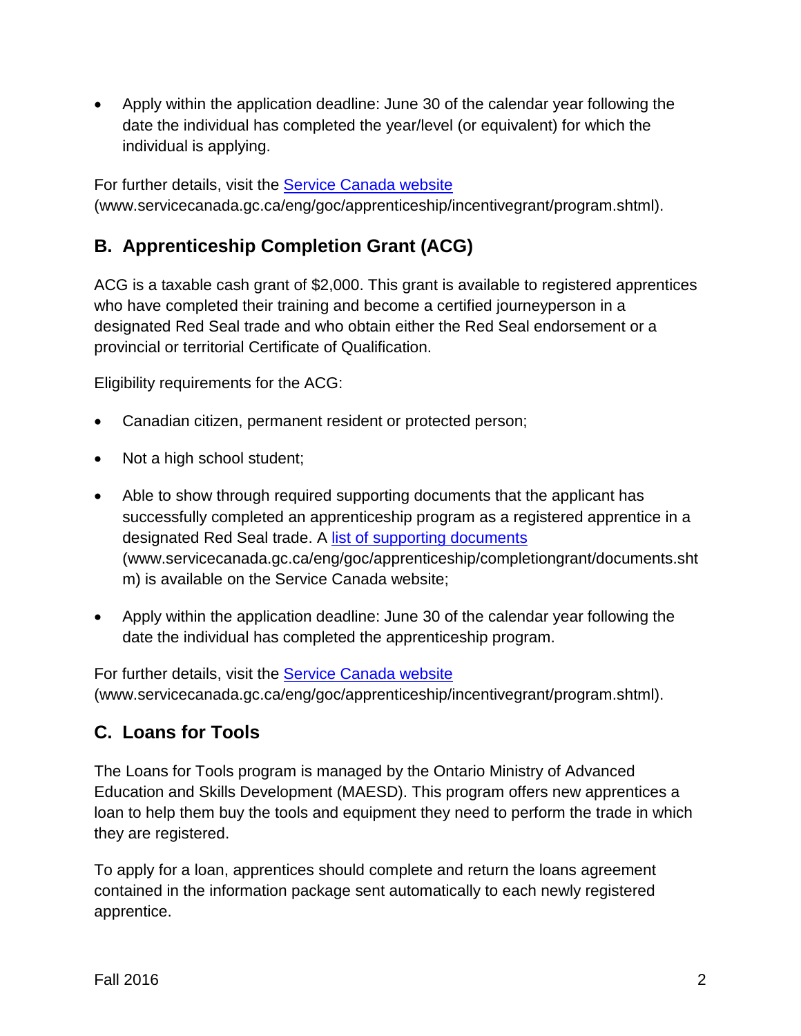- Apply within the application deadline: June 30 of the calendar year following the date the individual has completed the year/level (or equivalent) for which the individual is applying.

For further details, visit the [Service Canada website](www.servicecanada.gc.ca/eng/goc/apprenticeship/incentivegrant/program.shtml) (www.servicecanada.gc.ca/eng/goc/apprenticeship/incentivegrant/program.shtml).

## B. Apprenticeship Completion Grant (ACG)

ACG is a taxable cash grant of $2,000. This grant is available to registered apprentices who have completed their training and become a certified journeyperson in a designated Red Seal trade and who obtain either the Red Seal endorsement or a provincial or territorial Certificate of Qualification.

Eligibility requirements for the ACG:

- Canadian citizen, permanent resident or protected person;
- Not a high school student;
- Able to show through required supporting documents that the applicant has successfully completed an apprenticeship program as a registered apprentice in a designated Red Seal trade. A [list of supporting documents](www.servicecanada.gc.ca/eng/goc/apprenticeship/completiongrant/documents.shtm) (www.servicecanada.gc.ca/eng/goc/apprenticeship/completiongrant/documents.shtm) is available on the Service Canada website;
- Apply within the application deadline: June 30 of the calendar year following the date the individual has completed the apprenticeship program.

For further details, visit the [Service Canada website](www.servicecanada.gc.ca/eng/goc/apprenticeship/incentivegrant/program.shtml) (www.servicecanada.gc.ca/eng/goc/apprenticeship/incentivegrant/program.shtml).

## C. Loans for Tools

The Loans for Tools program is managed by the Ontario Ministry of Advanced Education and Skills Development (MAESD). This program offers new apprentices a loan to help them buy the tools and equipment they need to perform the trade in which they are registered.

To apply for a loan, apprentices should complete and return the loans agreement contained in the information package sent automatically to each newly registered apprentice.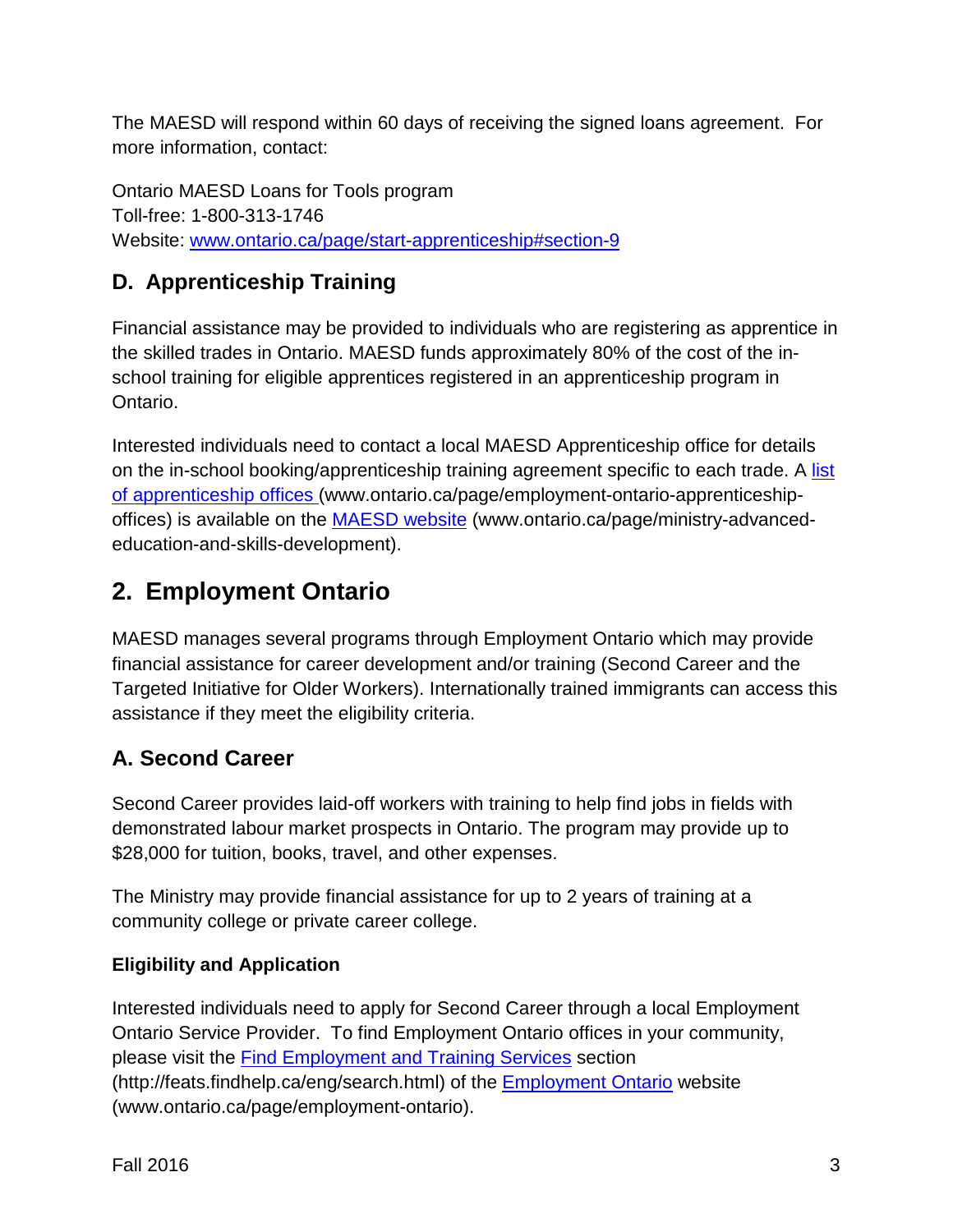The MAESD will respond within 60 days of receiving the signed loans agreement. For more information, contact:

Ontario MAESD Loans for Tools program
Toll-free: 1-800-313-1746
Website: [www.ontario.ca/page/start-apprenticeship#section-9](www.ontario.ca/page/start-apprenticeship#section-9)

### D. Apprenticeship Training

Financial assistance may be provided to individuals who are registering as apprentice in the skilled trades in Ontario. MAESD funds approximately 80% of the cost of the in-school training for eligible apprentices registered in an apprenticeship program in Ontario.

Interested individuals need to contact a local MAESD Apprenticeship office for details on the in-school booking/apprenticeship training agreement specific to each trade. A [list of apprenticeship offices](www.ontario.ca/page/employment-ontario-apprenticeship-offices) (www.ontario.ca/page/employment-ontario-apprenticeship-offices) is available on the [MAESD website](www.ontario.ca/page/ministry-advanced-education-and-skills-development) (www.ontario.ca/page/ministry-advanced-education-and-skills-development).

## 2. Employment Ontario

MAESD manages several programs through Employment Ontario which may provide financial assistance for career development and/or training (Second Career and the Targeted Initiative for Older Workers). Internationally trained immigrants can access this assistance if they meet the eligibility criteria.

### A. Second Career

Second Career provides laid-off workers with training to help find jobs in fields with demonstrated labour market prospects in Ontario. The program may provide up to $28,000 for tuition, books, travel, and other expenses.

The Ministry may provide financial assistance for up to 2 years of training at a community college or private career college.

#### Eligibility and Application

Interested individuals need to apply for Second Career through a local Employment Ontario Service Provider. To find Employment Ontario offices in your community, please visit the [Find Employment and Training Services](http://feats.findhelp.ca/eng/search.html) section (http://feats.findhelp.ca/eng/search.html) of the [Employment Ontario](www.ontario.ca/page/employment-ontario) website (www.ontario.ca/page/employment-ontario).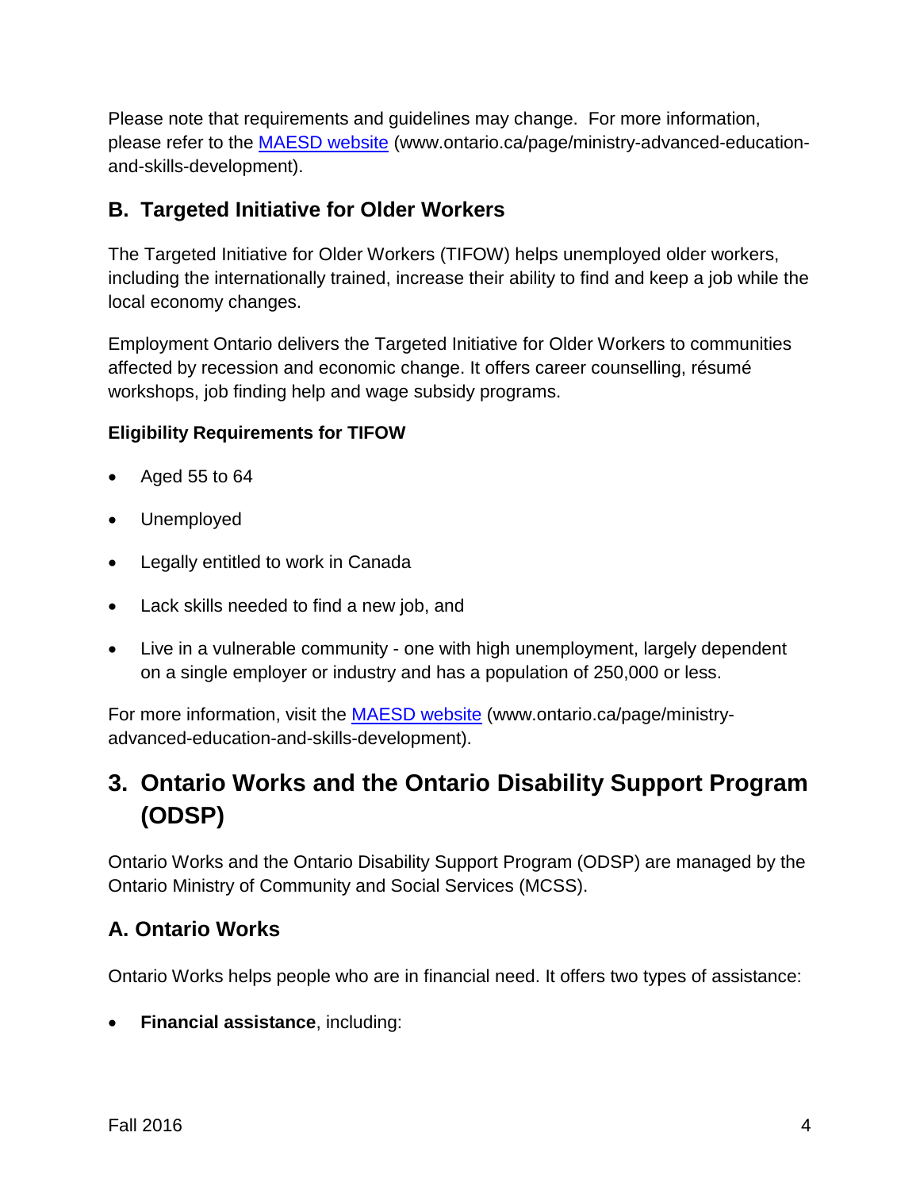Please note that requirements and guidelines may change. For more information, please refer to the [MAESD website](www.ontario.ca/page/ministry-advanced-education-and-skills-development) (www.ontario.ca/page/ministry-advanced-education-and-skills-development).

### B. Targeted Initiative for Older Workers

The Targeted Initiative for Older Workers (TIFOW) helps unemployed older workers, including the internationally trained, increase their ability to find and keep a job while the local economy changes.

Employment Ontario delivers the Targeted Initiative for Older Workers to communities affected by recession and economic change. It offers career counselling, résumé workshops, job finding help and wage subsidy programs.

#### Eligibility Requirements for TIFOW

- Aged 55 to 64
- Unemployed
- Legally entitled to work in Canada
- Lack skills needed to find a new job, and
- Live in a vulnerable community - one with high unemployment, largely dependent on a single employer or industry and has a population of 250,000 or less.

For more information, visit the [MAESD website](www.ontario.ca/page/ministry-advanced-education-and-skills-development) (www.ontario.ca/page/ministry-advanced-education-and-skills-development).

## 3. Ontario Works and the Ontario Disability Support Program (ODSP)

Ontario Works and the Ontario Disability Support Program (ODSP) are managed by the Ontario Ministry of Community and Social Services (MCSS).

### A. Ontario Works

Ontario Works helps people who are in financial need. It offers two types of assistance:

- **Financial assistance**, including: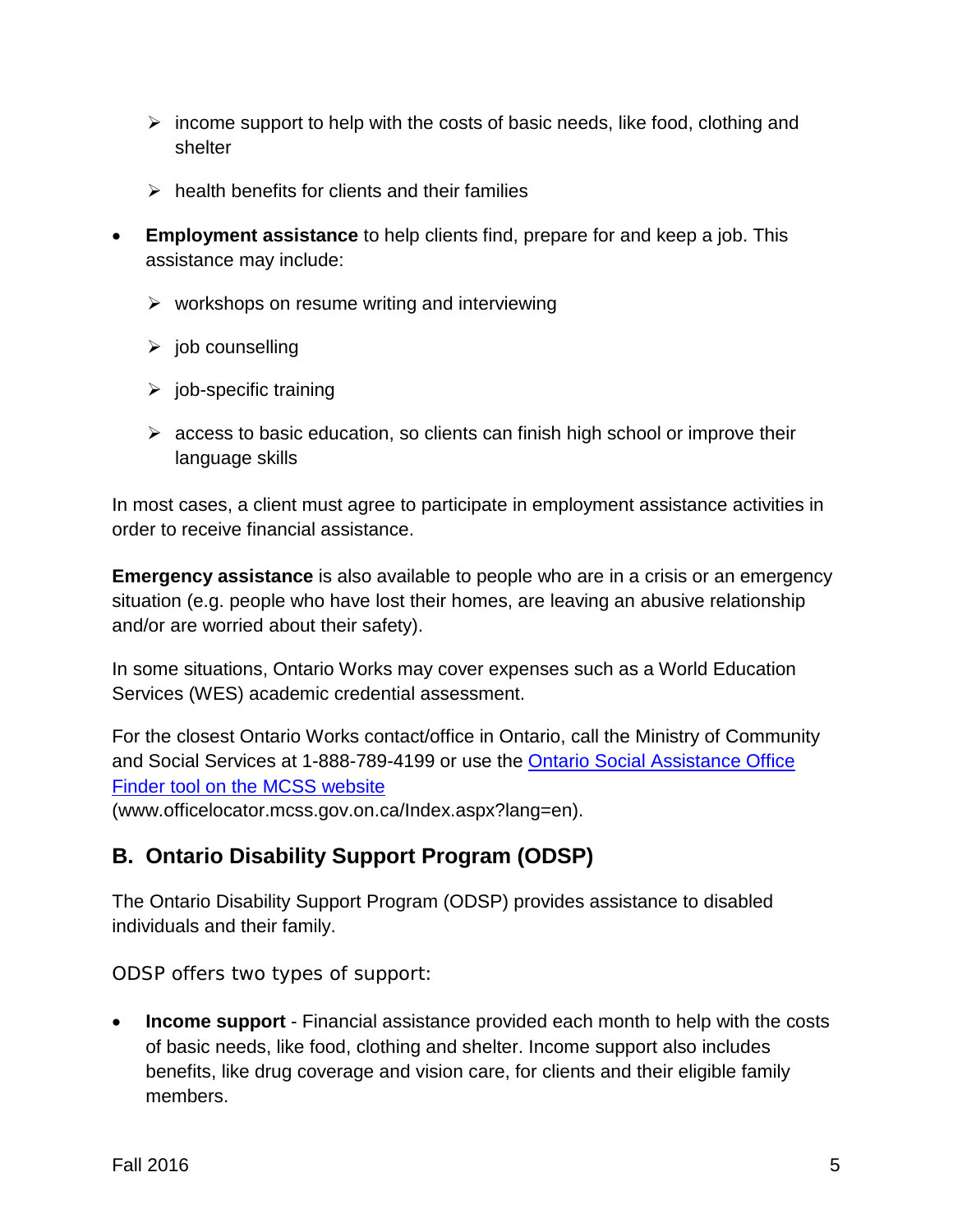- income support to help with the costs of basic needs, like food, clothing and shelter
  - health benefits for clients and their families

- **Employment assistance** to help clients find, prepare for and keep a job. This assistance may include:
  - workshops on resume writing and interviewing
  - job counselling
  - job-specific training
  - access to basic education, so clients can finish high school or improve their language skills

In most cases, a client must agree to participate in employment assistance activities in order to receive financial assistance.

**Emergency assistance** is also available to people who are in a crisis or an emergency situation (e.g. people who have lost their homes, are leaving an abusive relationship and/or are worried about their safety).

In some situations, Ontario Works may cover expenses such as a World Education Services (WES) academic credential assessment.

For the closest Ontario Works contact/office in Ontario, call the Ministry of Community and Social Services at 1-888-789-4199 or use the [Ontario Social Assistance Office Finder tool on the MCSS website](www.officelocator.mcss.gov.on.ca/Index.aspx?lang=en) (www.officelocator.mcss.gov.on.ca/Index.aspx?lang=en).

## B. Ontario Disability Support Program (ODSP)

The Ontario Disability Support Program (ODSP) provides assistance to disabled individuals and their family.

ODSP offers two types of support:

- **Income support** - Financial assistance provided each month to help with the costs of basic needs, like food, clothing and shelter. Income support also includes benefits, like drug coverage and vision care, for clients and their eligible family members.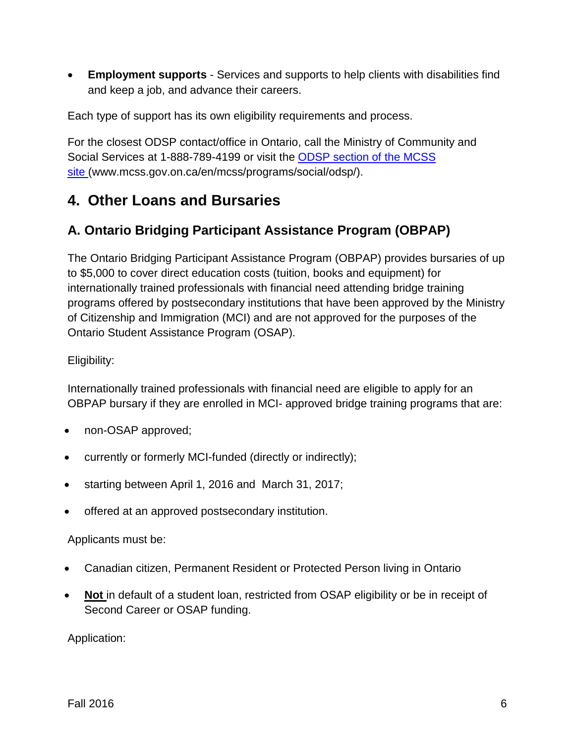- **Employment supports** - Services and supports to help clients with disabilities find and keep a job, and advance their careers.

Each type of support has its own eligibility requirements and process.

For the closest ODSP contact/office in Ontario, call the Ministry of Community and Social Services at 1-888-789-4199 or visit the [ODSP section of the MCSS site](www.mcss.gov.on.ca/en/mcss/programs/social/odsp/) (www.mcss.gov.on.ca/en/mcss/programs/social/odsp/).

## 4. Other Loans and Bursaries

### A. Ontario Bridging Participant Assistance Program (OBPAP)

The Ontario Bridging Participant Assistance Program (OBPAP) provides bursaries of up to $5,000 to cover direct education costs (tuition, books and equipment) for internationally trained professionals with financial need attending bridge training programs offered by postsecondary institutions that have been approved by the Ministry of Citizenship and Immigration (MCI) and are not approved for the purposes of the Ontario Student Assistance Program (OSAP).

Eligibility:

Internationally trained professionals with financial need are eligible to apply for an OBPAP bursary if they are enrolled in MCI- approved bridge training programs that are:

- non-OSAP approved;
- currently or formerly MCI-funded (directly or indirectly);
- starting between April 1, 2016 and March 31, 2017;
- offered at an approved postsecondary institution.

Applicants must be:

- Canadian citizen, Permanent Resident or Protected Person living in Ontario
- **Not** in default of a student loan, restricted from OSAP eligibility or be in receipt of Second Career or OSAP funding.

Application: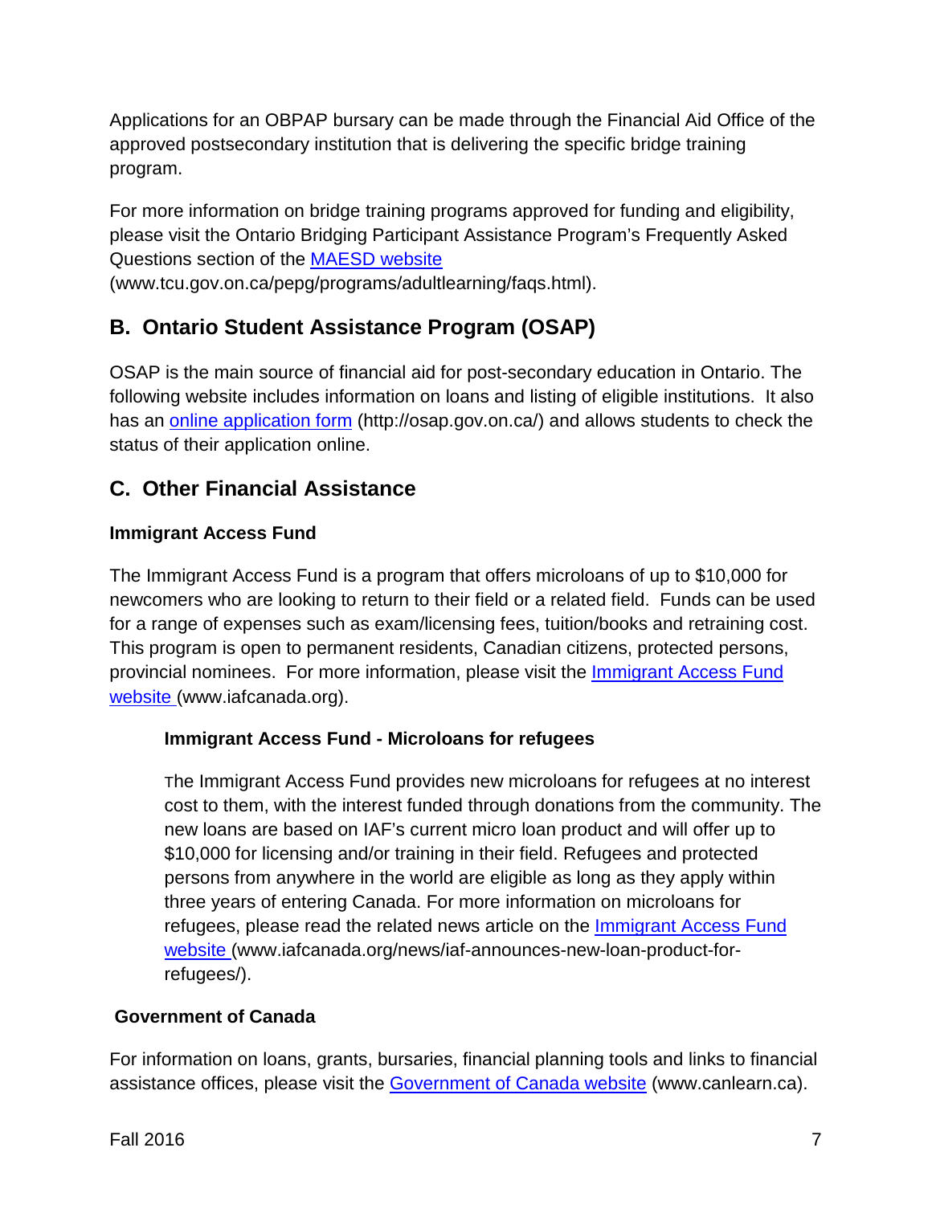Applications for an OBPAP bursary can be made through the Financial Aid Office of the approved postsecondary institution that is delivering the specific bridge training program.

For more information on bridge training programs approved for funding and eligibility, please visit the Ontario Bridging Participant Assistance Program's Frequently Asked Questions section of the [MAESD website](www.tcu.gov.on.ca/pepg/programs/adultlearning/faqs.html) (www.tcu.gov.on.ca/pepg/programs/adultlearning/faqs.html).

## B. Ontario Student Assistance Program (OSAP)

OSAP is the main source of financial aid for post-secondary education in Ontario. The following website includes information on loans and listing of eligible institutions. It also has an [online application form](http://osap.gov.on.ca/) (http://osap.gov.on.ca/) and allows students to check the status of their application online.

## C. Other Financial Assistance

### Immigrant Access Fund

The Immigrant Access Fund is a program that offers microloans of up to $10,000 for newcomers who are looking to return to their field or a related field. Funds can be used for a range of expenses such as exam/licensing fees, tuition/books and retraining cost. This program is open to permanent residents, Canadian citizens, protected persons, provincial nominees. For more information, please visit the [Immigrant Access Fund website](www.iafcanada.org) (www.iafcanada.org).

#### Immigrant Access Fund - Microloans for refugees

The Immigrant Access Fund provides new microloans for refugees at no interest cost to them, with the interest funded through donations from the community. The new loans are based on IAF's current micro loan product and will offer up to $10,000 for licensing and/or training in their field. Refugees and protected persons from anywhere in the world are eligible as long as they apply within three years of entering Canada. For more information on microloans for refugees, please read the related news article on the [Immigrant Access Fund website](www.iafcanada.org/news/iaf-announces-new-loan-product-for-refugees/) (www.iafcanada.org/news/iaf-announces-new-loan-product-for-refugees/).

### Government of Canada

For information on loans, grants, bursaries, financial planning tools and links to financial assistance offices, please visit the [Government of Canada website](www.canlearn.ca) (www.canlearn.ca).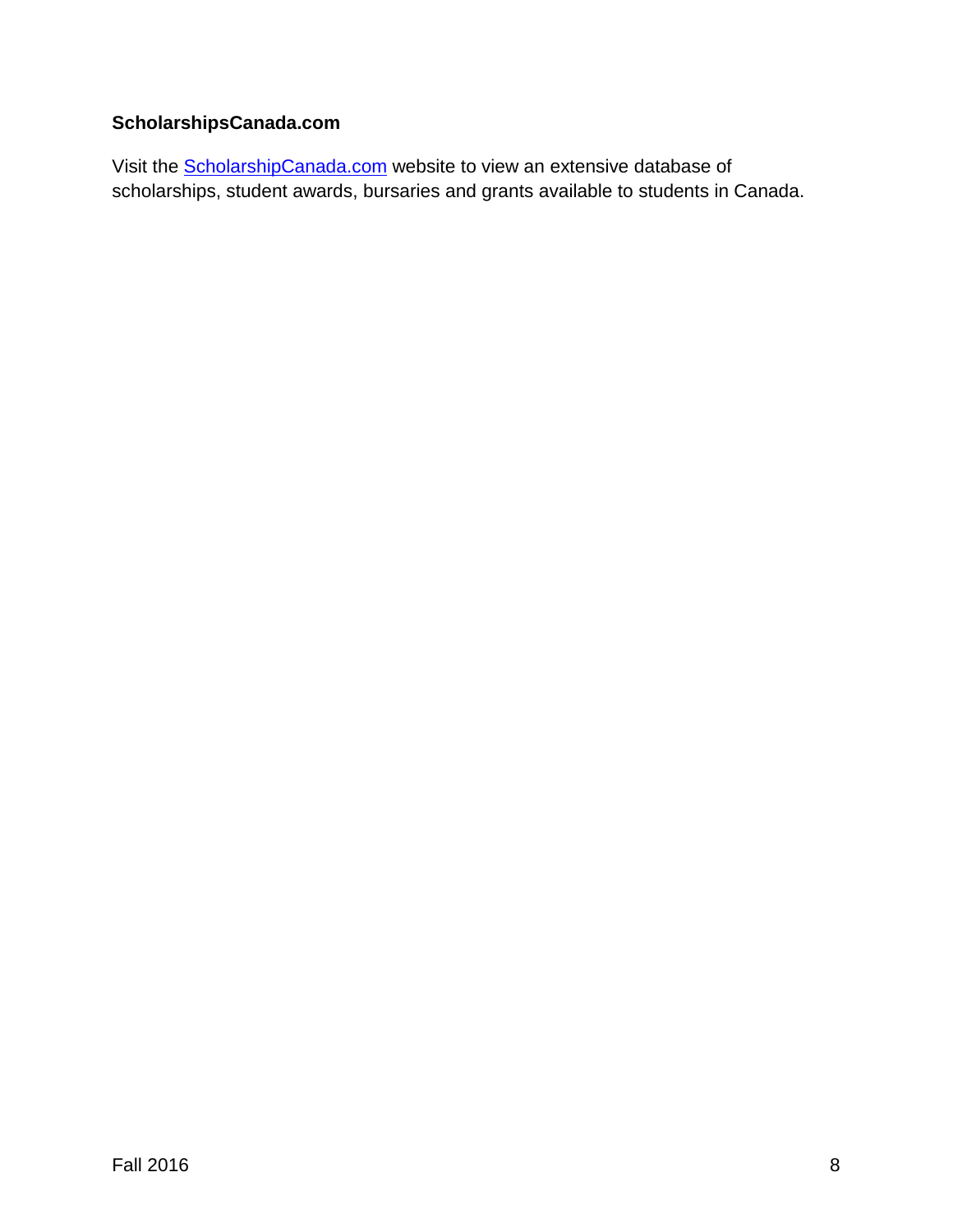**ScholarshipsCanada.com**

Visit the ScholarshipCanada.com website to view an extensive database of scholarships, student awards, bursaries and grants available to students in Canada.